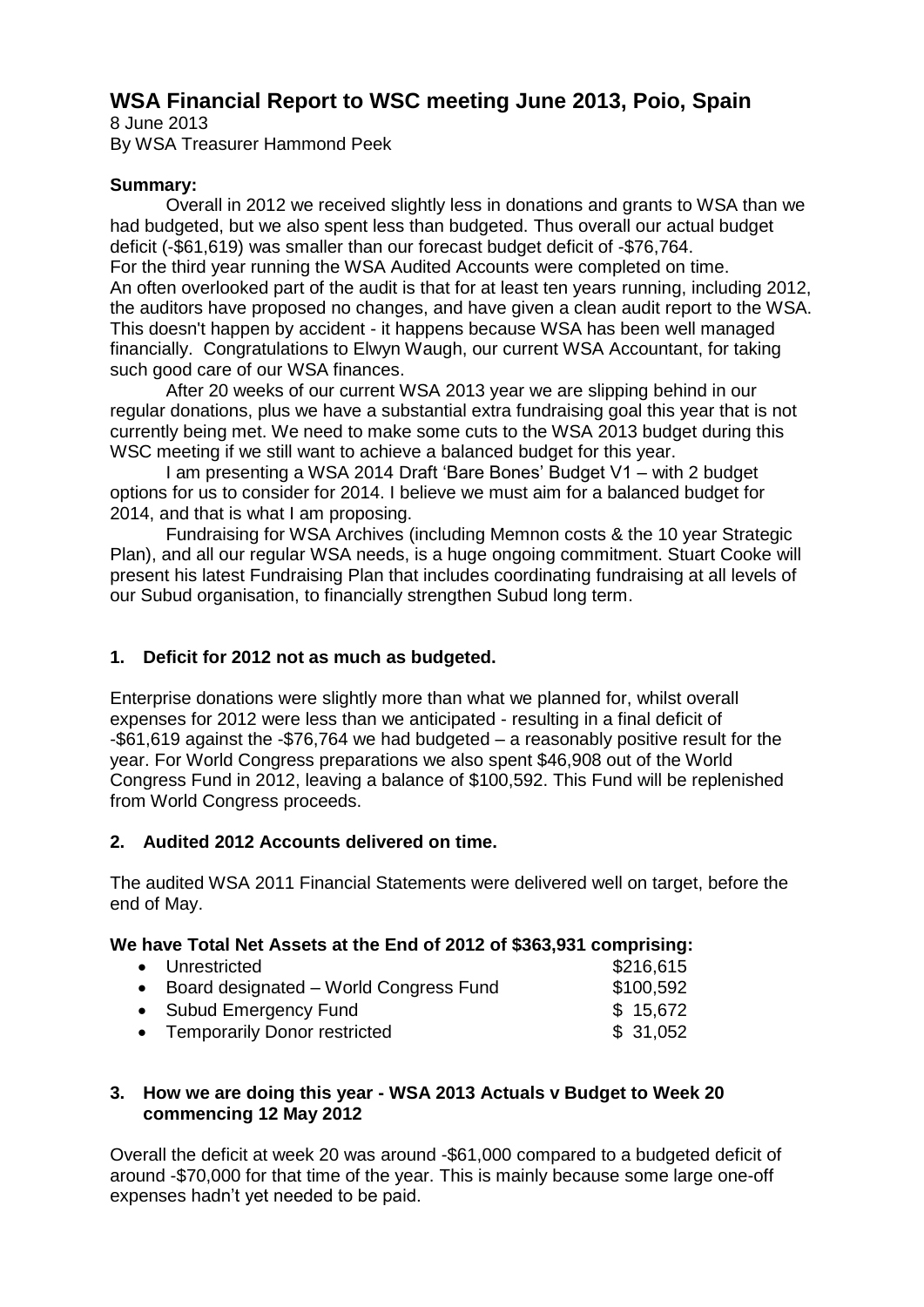# WSA Financial Report to WSC meeting June 2013, Poio, Spain

8 June 2013
By WSA Treasurer Hammond Peek

**Summary:**

Overall in 2012 we received slightly less in donations and grants to WSA than we had budgeted, but we also spent less than budgeted. Thus overall our actual budget deficit (-$61,619) was smaller than our forecast budget deficit of -$76,764.
For the third year running the WSA Audited Accounts were completed on time.
An often overlooked part of the audit is that for at least ten years running, including 2012, the auditors have proposed no changes, and have given a clean audit report to the WSA. This doesn't happen by accident - it happens because WSA has been well managed financially. Congratulations to Elwyn Waugh, our current WSA Accountant, for taking such good care of our WSA finances.

After 20 weeks of our current WSA 2013 year we are slipping behind in our regular donations, plus we have a substantial extra fundraising goal this year that is not currently being met. We need to make some cuts to the WSA 2013 budget during this WSC meeting if we still want to achieve a balanced budget for this year.

I am presenting a WSA 2014 Draft 'Bare Bones' Budget V1 – with 2 budget options for us to consider for 2014. I believe we must aim for a balanced budget for 2014, and that is what I am proposing.

Fundraising for WSA Archives (including Memnon costs & the 10 year Strategic Plan), and all our regular WSA needs, is a huge ongoing commitment. Stuart Cooke will present his latest Fundraising Plan that includes coordinating fundraising at all levels of our Subud organisation, to financially strengthen Subud long term.

## 1. Deficit for 2012 not as much as budgeted.

Enterprise donations were slightly more than what we planned for, whilst overall expenses for 2012 were less than we anticipated - resulting in a final deficit of -$61,619 against the -$76,764 we had budgeted – a reasonably positive result for the year. For World Congress preparations we also spent $46,908 out of the World Congress Fund in 2012, leaving a balance of $100,592. This Fund will be replenished from World Congress proceeds.

## 2. Audited 2012 Accounts delivered on time.

The audited WSA 2011 Financial Statements were delivered well on target, before the end of May.

**We have Total Net Assets at the End of 2012 of $363,931 comprising:**

- Unrestricted $216,615
- Board designated – World Congress Fund $100,592
- Subud Emergency Fund $ 15,672
- Temporarily Donor restricted $ 31,052

## 3. How we are doing this year - WSA 2013 Actuals v Budget to Week 20 commencing 12 May 2012

Overall the deficit at week 20 was around -$61,000 compared to a budgeted deficit of around -$70,000 for that time of the year. This is mainly because some large one-off expenses hadn't yet needed to be paid.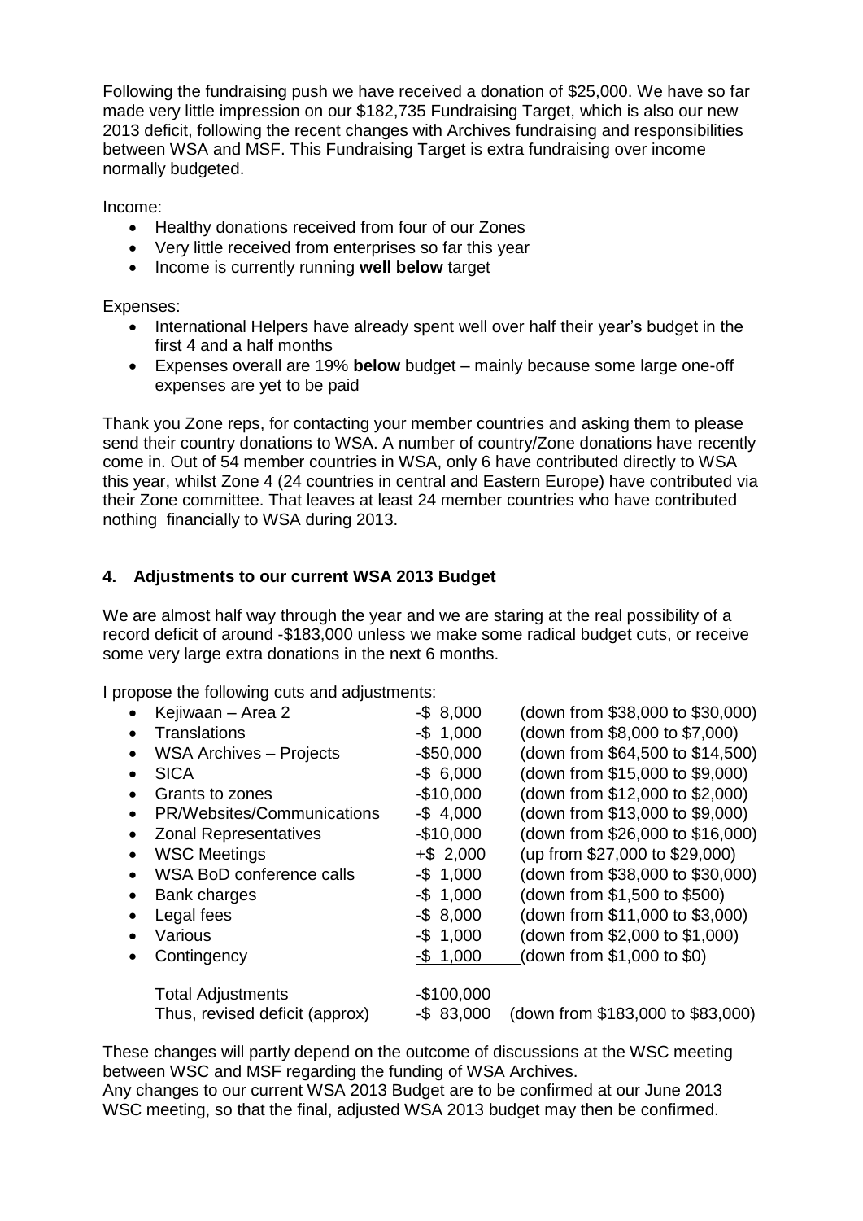Following the fundraising push we have received a donation of $25,000. We have so far made very little impression on our $182,735 Fundraising Target, which is also our new 2013 deficit, following the recent changes with Archives fundraising and responsibilities between WSA and MSF. This Fundraising Target is extra fundraising over income normally budgeted.

Income:

- Healthy donations received from four of our Zones
- Very little received from enterprises so far this year
- Income is currently running **well below** target

Expenses:

- International Helpers have already spent well over half their year's budget in the first 4 and a half months
- Expenses overall are 19% **below** budget – mainly because some large one-off expenses are yet to be paid

Thank you Zone reps, for contacting your member countries and asking them to please send their country donations to WSA. A number of country/Zone donations have recently come in. Out of 54 member countries in WSA, only 6 have contributed directly to WSA this year, whilst Zone 4 (24 countries in central and Eastern Europe) have contributed via their Zone committee. That leaves at least 24 member countries who have contributed nothing financially to WSA during 2013.

## 4. Adjustments to our current WSA 2013 Budget

We are almost half way through the year and we are staring at the real possibility of a record deficit of around -$183,000 unless we make some radical budget cuts, or receive some very large extra donations in the next 6 months.

I propose the following cuts and adjustments:

| Item | Adjustment | Detail |
|---|---|---|
| Kejiwaan – Area 2 | -$ 8,000 | (down from $38,000 to $30,000) |
| Translations | -$ 1,000 | (down from $8,000 to $7,000) |
| WSA Archives – Projects | -$50,000 | (down from $64,500 to $14,500) |
| SICA | -$ 6,000 | (down from $15,000 to $9,000) |
| Grants to zones | -$10,000 | (down from $12,000 to $2,000) |
| PR/Websites/Communications | -$ 4,000 | (down from $13,000 to $9,000) |
| Zonal Representatives | -$10,000 | (down from $26,000 to $16,000) |
| WSC Meetings | +$ 2,000 | (up from $27,000 to $29,000) |
| WSA BoD conference calls | -$ 1,000 | (down from $38,000 to $30,000) |
| Bank charges | -$ 1,000 | (down from $1,500 to $500) |
| Legal fees | -$ 8,000 | (down from $11,000 to $3,000) |
| Various | -$ 1,000 | (down from $2,000 to $1,000) |
| Contingency | -$ 1,000 | (down from $1,000 to $0) |
| Total Adjustments | -$100,000 | |
| Thus, revised deficit (approx) | -$ 83,000 | (down from $183,000 to $83,000) |

These changes will partly depend on the outcome of discussions at the WSC meeting between WSC and MSF regarding the funding of WSA Archives.
Any changes to our current WSA 2013 Budget are to be confirmed at our June 2013 WSC meeting, so that the final, adjusted WSA 2013 budget may then be confirmed.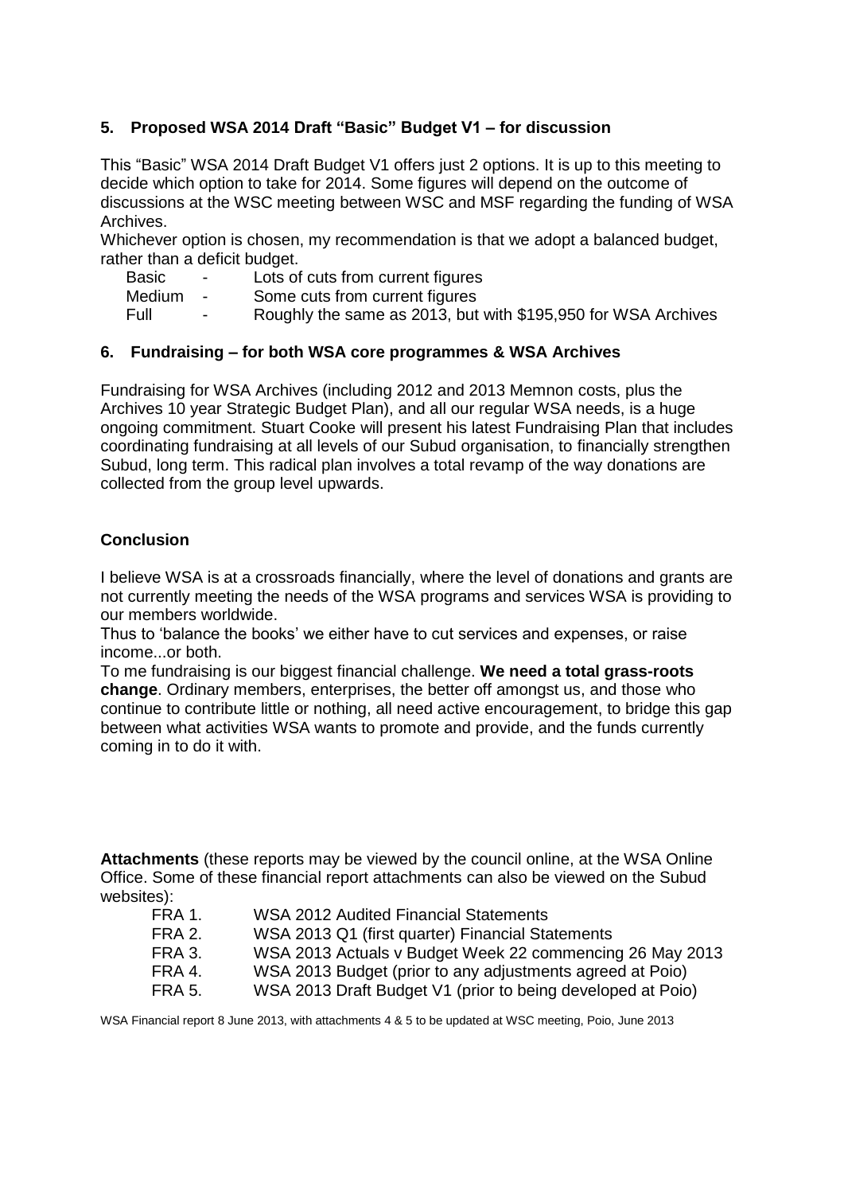## 5. Proposed WSA 2014 Draft "Basic" Budget V1 – for discussion

This "Basic" WSA 2014 Draft Budget V1 offers just 2 options. It is up to this meeting to decide which option to take for 2014. Some figures will depend on the outcome of discussions at the WSC meeting between WSC and MSF regarding the funding of WSA Archives.

Whichever option is chosen, my recommendation is that we adopt a balanced budget, rather than a deficit budget.

| | | |
|---|---|---|
| Basic | - | Lots of cuts from current figures |
| Medium | - | Some cuts from current figures |
| Full | - | Roughly the same as 2013, but with $195,950 for WSA Archives |

## 6. Fundraising – for both WSA core programmes & WSA Archives

Fundraising for WSA Archives (including 2012 and 2013 Memnon costs, plus the Archives 10 year Strategic Budget Plan), and all our regular WSA needs, is a huge ongoing commitment. Stuart Cooke will present his latest Fundraising Plan that includes coordinating fundraising at all levels of our Subud organisation, to financially strengthen Subud, long term. This radical plan involves a total revamp of the way donations are collected from the group level upwards.

## Conclusion

I believe WSA is at a crossroads financially, where the level of donations and grants are not currently meeting the needs of the WSA programs and services WSA is providing to our members worldwide.

Thus to 'balance the books' we either have to cut services and expenses, or raise income...or both.

To me fundraising is our biggest financial challenge. **We need a total grass-roots change**. Ordinary members, enterprises, the better off amongst us, and those who continue to contribute little or nothing, all need active encouragement, to bridge this gap between what activities WSA wants to promote and provide, and the funds currently coming in to do it with.

**Attachments** (these reports may be viewed by the council online, at the WSA Online Office. Some of these financial report attachments can also be viewed on the Subud websites):

| | |
|---|---|
| FRA 1. | WSA 2012 Audited Financial Statements |
| FRA 2. | WSA 2013 Q1 (first quarter) Financial Statements |
| FRA 3. | WSA 2013 Actuals v Budget Week 22 commencing 26 May 2013 |
| FRA 4. | WSA 2013 Budget (prior to any adjustments agreed at Poio) |
| FRA 5. | WSA 2013 Draft Budget V1 (prior to being developed at Poio) |

WSA Financial report 8 June 2013, with attachments 4 & 5 to be updated at WSC meeting, Poio, June 2013